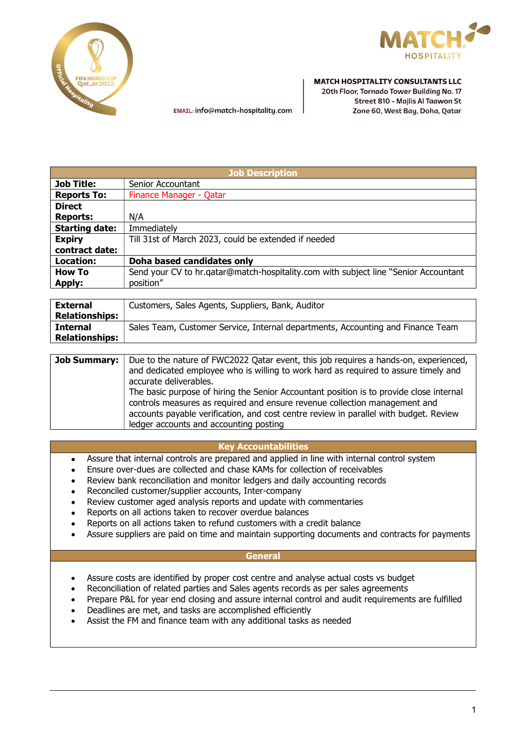EMAIL: info@match-hospitality.com

**MATCH HOSPITALITY CONSULTANTS LLC**
20th Floor, Tornado Tower Building No. 17
Street 810 - Majlis Al Taawon St
Zone 60, West Bay, Doha, Qatar

| Job Description | |
|---|---|
| **Job Title:** | Senior Accountant |
| **Reports To:** | Finance Manager - Qatar |
| **Direct Reports:** | N/A |
| **Starting date:** | Immediately |
| **Expiry contract date:** | Till 31st of March 2023, could be extended if needed |
| **Location:** | **Doha based candidates only** |
| **How To Apply:** | Send your CV to hr.qatar@match-hospitality.com with subject line "Senior Accountant position" |

| | |
|---|---|
| **External Relationships:** | Customers, Sales Agents, Suppliers, Bank, Auditor |
| **Internal Relationships:** | Sales Team, Customer Service, Internal departments, Accounting and Finance Team |

| | |
|---|---|
| **Job Summary:** | Due to the nature of FWC2022 Qatar event, this job requires a hands-on, experienced, and dedicated employee who is willing to work hard as required to assure timely and accurate deliverables. The basic purpose of hiring the Senior Accountant position is to provide close internal controls measures as required and ensure revenue collection management and accounts payable verification, and cost centre review in parallel with budget. Review ledger accounts and accounting posting |

## Key Accountabilities

- Assure that internal controls are prepared and applied in line with internal control system
- Ensure over-dues are collected and chase KAMs for collection of receivables
- Review bank reconciliation and monitor ledgers and daily accounting records
- Reconciled customer/supplier accounts, Inter-company
- Review customer aged analysis reports and update with commentaries
- Reports on all actions taken to recover overdue balances
- Reports on all actions taken to refund customers with a credit balance
- Assure suppliers are paid on time and maintain supporting documents and contracts for payments

## General

- Assure costs are identified by proper cost centre and analyse actual costs vs budget
- Reconciliation of related parties and Sales agents records as per sales agreements
- Prepare P&L for year end closing and assure internal control and audit requirements are fulfilled
- Deadlines are met, and tasks are accomplished efficiently
- Assist the FM and finance team with any additional tasks as needed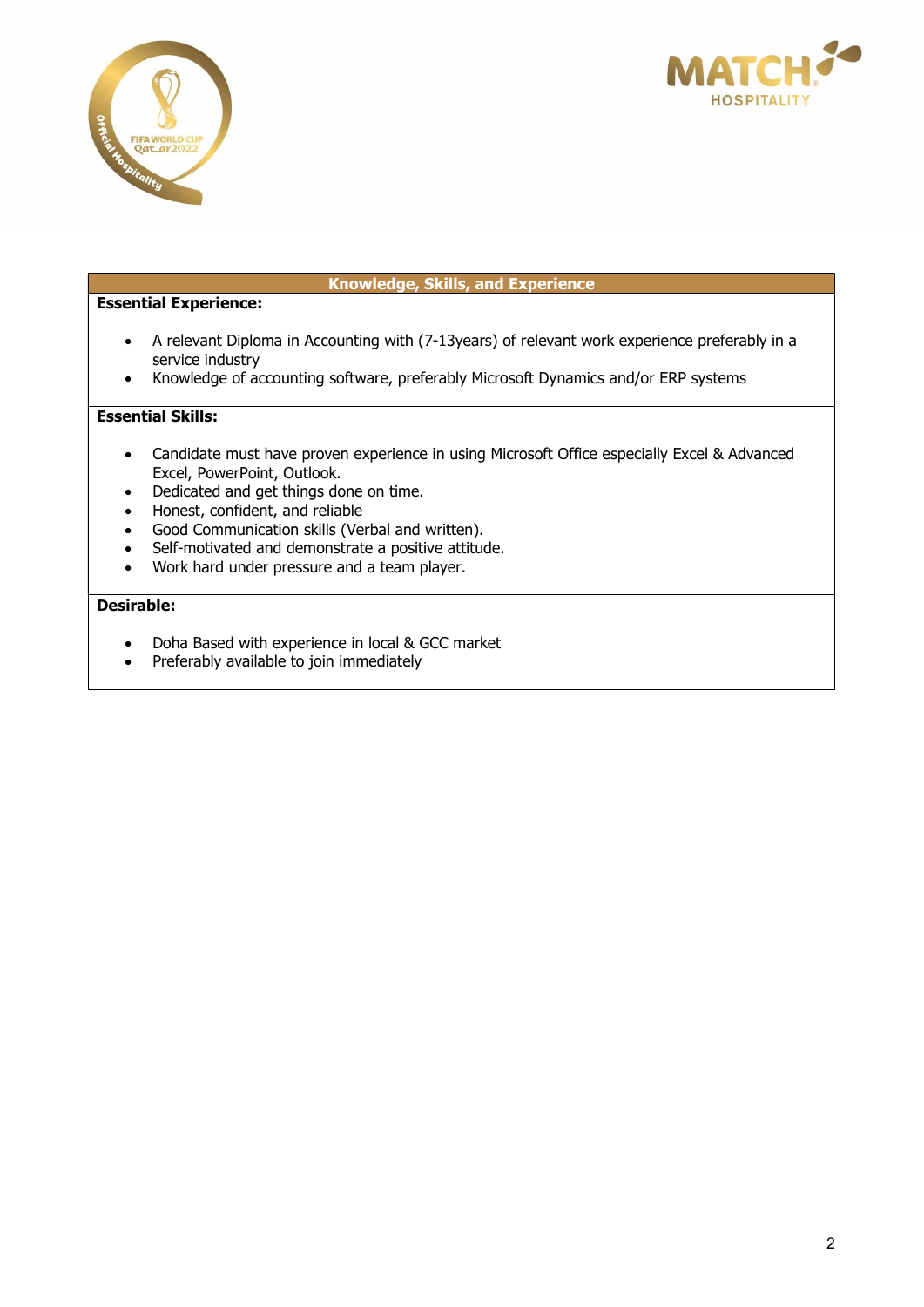## Knowledge, Skills, and Experience

**Essential Experience:**

- A relevant Diploma in Accounting with (7-13years) of relevant work experience preferably in a service industry
- Knowledge of accounting software, preferably Microsoft Dynamics and/or ERP systems

**Essential Skills:**

- Candidate must have proven experience in using Microsoft Office especially Excel & Advanced Excel, PowerPoint, Outlook.
- Dedicated and get things done on time.
- Honest, confident, and reliable
- Good Communication skills (Verbal and written).
- Self-motivated and demonstrate a positive attitude.
- Work hard under pressure and a team player.

**Desirable:**

- Doha Based with experience in local & GCC market
- Preferably available to join immediately